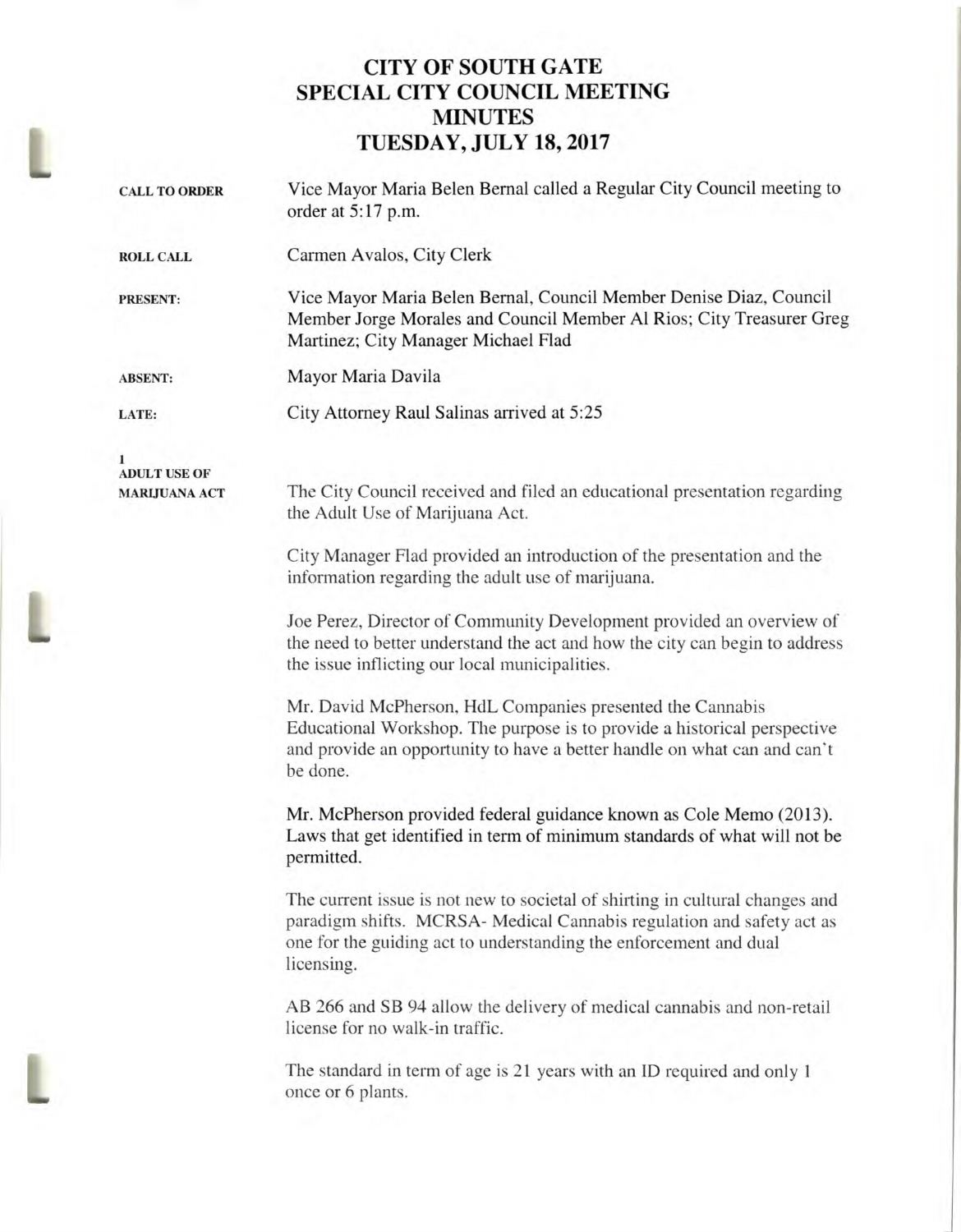# CITY OF SOUTH GATE
# SPECIAL CITY COUNCIL MEETING
# MINUTES
# TUESDAY, JULY 18, 2017

**CALL TO ORDER**

Vice Mayor Maria Belen Bernal called a Regular City Council meeting to order at 5:17 p.m.

**ROLL CALL**

Carmen Avalos, City Clerk

**PRESENT:**

Vice Mayor Maria Belen Bernal, Council Member Denise Diaz, Council Member Jorge Morales and Council Member Al Rios; City Treasurer Greg Martinez; City Manager Michael Flad

**ABSENT:**

Mayor Maria Davila

**LATE:**

City Attorney Raul Salinas arrived at 5:25

**1**
**ADULT USE OF MARIJUANA ACT**

The City Council received and filed an educational presentation regarding the Adult Use of Marijuana Act.

City Manager Flad provided an introduction of the presentation and the information regarding the adult use of marijuana.

Joe Perez, Director of Community Development provided an overview of the need to better understand the act and how the city can begin to address the issue inflicting our local municipalities.

Mr. David McPherson, HdL Companies presented the Cannabis Educational Workshop. The purpose is to provide a historical perspective and provide an opportunity to have a better handle on what can and can't be done.

Mr. McPherson provided federal guidance known as Cole Memo (2013). Laws that get identified in term of minimum standards of what will not be permitted.

The current issue is not new to societal of shirting in cultural changes and paradigm shifts. MCRSA- Medical Cannabis regulation and safety act as one for the guiding act to understanding the enforcement and dual licensing.

AB 266 and SB 94 allow the delivery of medical cannabis and non-retail license for no walk-in traffic.

The standard in term of age is 21 years with an ID required and only 1 once or 6 plants.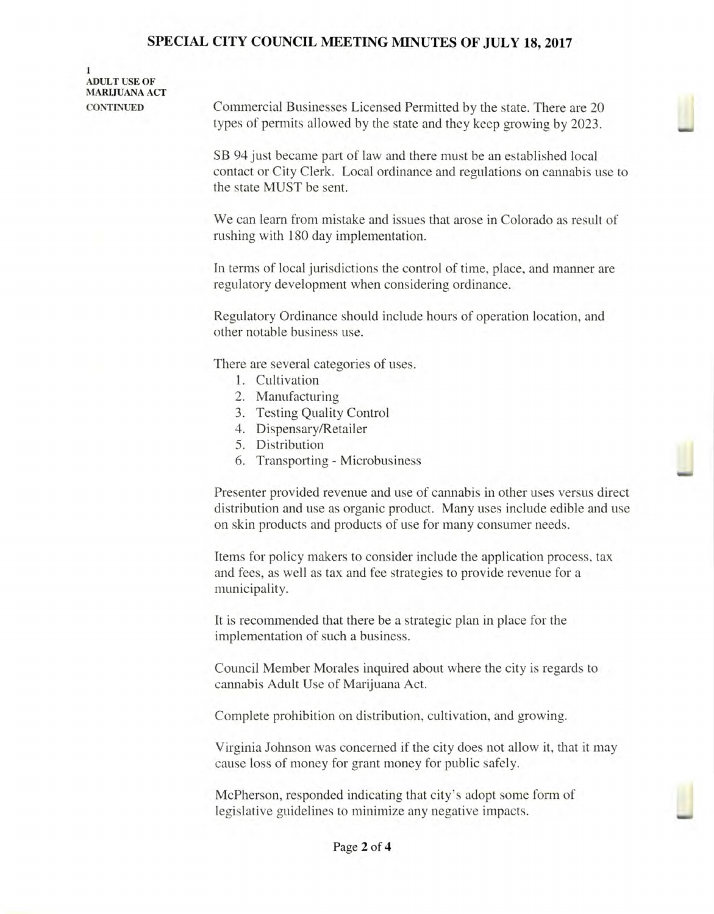**1**
**ADULT USE OF MARIJUANA ACT**
**CONTINUED**

Commercial Businesses Licensed Permitted by the state. There are 20 types of permits allowed by the state and they keep growing by 2023.

SB 94 just became part of law and there must be an established local contact or City Clerk. Local ordinance and regulations on cannabis use to the state MUST be sent.

We can learn from mistake and issues that arose in Colorado as result of rushing with 180 day implementation.

In terms of local jurisdictions the control of time, place, and manner are regulatory development when considering ordinance.

Regulatory Ordinance should include hours of operation location, and other notable business use.

There are several categories of uses.

1. Cultivation
2. Manufacturing
3. Testing Quality Control
4. Dispensary/Retailer
5. Distribution
6. Transporting - Microbusiness

Presenter provided revenue and use of cannabis in other uses versus direct distribution and use as organic product. Many uses include edible and use on skin products and products of use for many consumer needs.

Items for policy makers to consider include the application process, tax and fees, as well as tax and fee strategies to provide revenue for a municipality.

It is recommended that there be a strategic plan in place for the implementation of such a business.

Council Member Morales inquired about where the city is regards to cannabis Adult Use of Marijuana Act.

Complete prohibition on distribution, cultivation, and growing.

Virginia Johnson was concerned if the city does not allow it, that it may cause loss of money for grant money for public safely.

McPherson, responded indicating that city's adopt some form of legislative guidelines to minimize any negative impacts.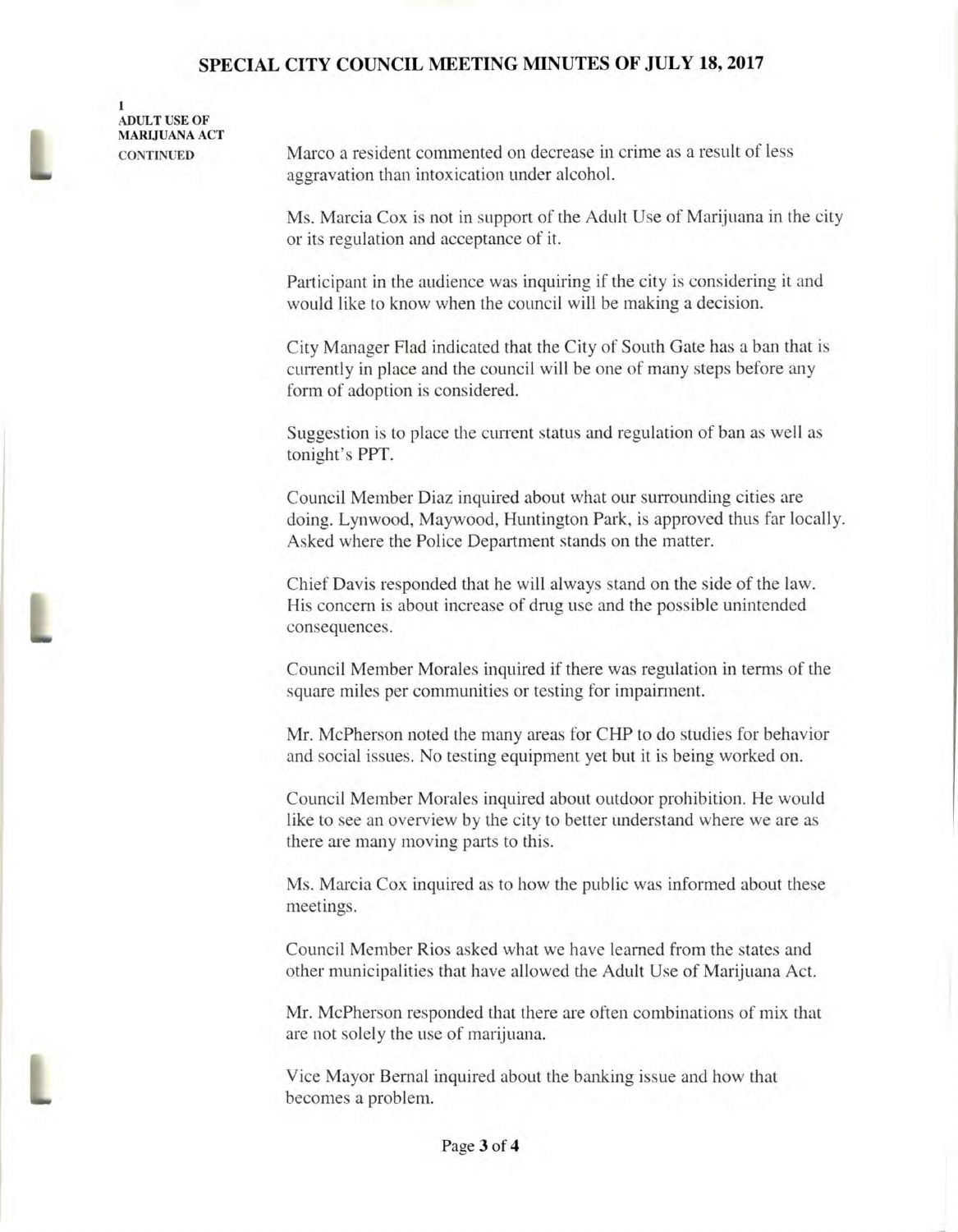**1**
**ADULT USE OF MARIJUANA ACT**
**CONTINUED**

Marco a resident commented on decrease in crime as a result of less aggravation than intoxication under alcohol.

Ms. Marcia Cox is not in support of the Adult Use of Marijuana in the city or its regulation and acceptance of it.

Participant in the audience was inquiring if the city is considering it and would like to know when the council will be making a decision.

City Manager Flad indicated that the City of South Gate has a ban that is currently in place and the council will be one of many steps before any form of adoption is considered.

Suggestion is to place the current status and regulation of ban as well as tonight's PPT.

Council Member Diaz inquired about what our surrounding cities are doing. Lynwood, Maywood, Huntington Park, is approved thus far locally. Asked where the Police Department stands on the matter.

Chief Davis responded that he will always stand on the side of the law. His concern is about increase of drug use and the possible unintended consequences.

Council Member Morales inquired if there was regulation in terms of the square miles per communities or testing for impairment.

Mr. McPherson noted the many areas for CHP to do studies for behavior and social issues. No testing equipment yet but it is being worked on.

Council Member Morales inquired about outdoor prohibition. He would like to see an overview by the city to better understand where we are as there are many moving parts to this.

Ms. Marcia Cox inquired as to how the public was informed about these meetings.

Council Member Rios asked what we have learned from the states and other municipalities that have allowed the Adult Use of Marijuana Act.

Mr. McPherson responded that there are often combinations of mix that are not solely the use of marijuana.

Vice Mayor Bernal inquired about the banking issue and how that becomes a problem.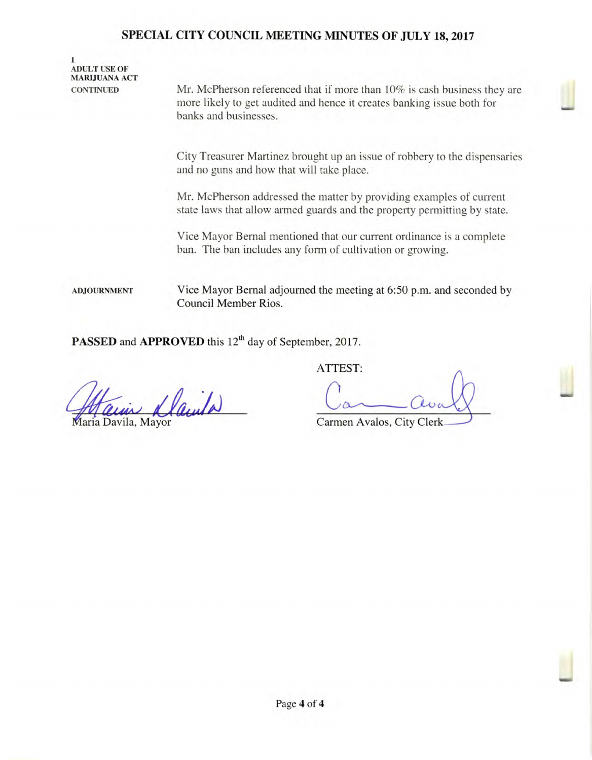# SPECIAL CITY COUNCIL MEETING MINUTES OF JULY 18, 2017

**1**
**ADULT USE OF MARIJUANA ACT CONTINUED**

Mr. McPherson referenced that if more than 10% is cash business they are more likely to get audited and hence it creates banking issue both for banks and businesses.

City Treasurer Martinez brought up an issue of robbery to the dispensaries and no guns and how that will take place.

Mr. McPherson addressed the matter by providing examples of current state laws that allow armed guards and the property permitting by state.

Vice Mayor Bernal mentioned that our current ordinance is a complete ban. The ban includes any form of cultivation or growing.

**ADJOURNMENT**

Vice Mayor Bernal adjourned the meeting at 6:50 p.m. and seconded by Council Member Rios.

**PASSED** and **APPROVED** this 12th day of September, 2017.

ATTEST:

Maria Davila, Mayor

Carmen Avalos, City Clerk